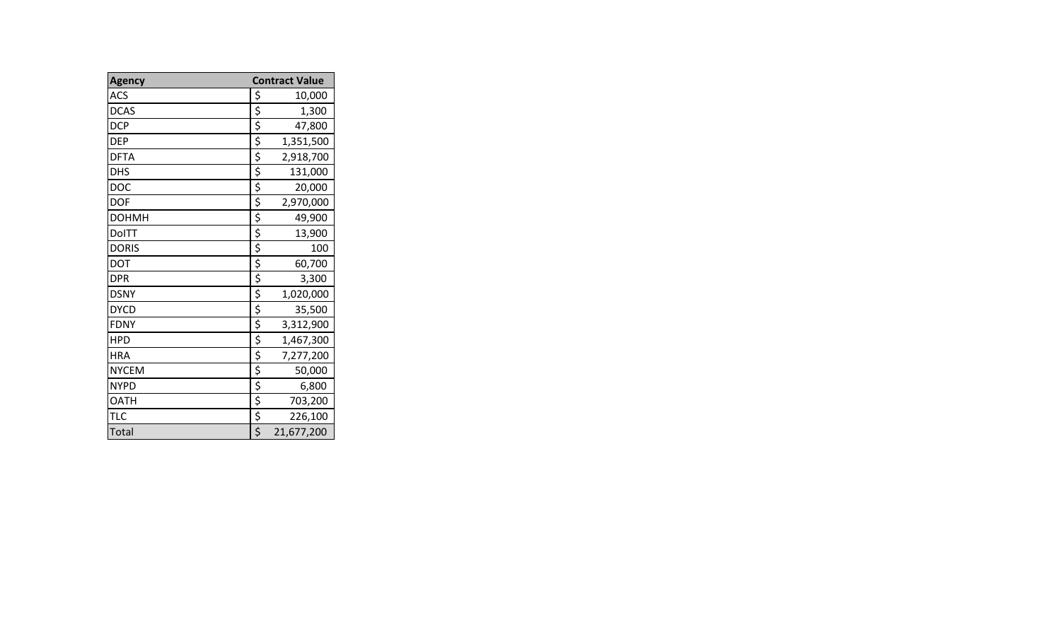| Agency | Contract Value |
|---|---|
| ACS | $ 10,000 |
| DCAS | $ 1,300 |
| DCP | $ 47,800 |
| DEP | $ 1,351,500 |
| DFTA | $ 2,918,700 |
| DHS | $ 131,000 |
| DOC | $ 20,000 |
| DOF | $ 2,970,000 |
| DOHMH | $ 49,900 |
| DoITT | $ 13,900 |
| DORIS | $ 100 |
| DOT | $ 60,700 |
| DPR | $ 3,300 |
| DSNY | $ 1,020,000 |
| DYCD | $ 35,500 |
| FDNY | $ 3,312,900 |
| HPD | $ 1,467,300 |
| HRA | $ 7,277,200 |
| NYCEM | $ 50,000 |
| NYPD | $ 6,800 |
| OATH | $ 703,200 |
| TLC | $ 226,100 |
| Total | $ 21,677,200 |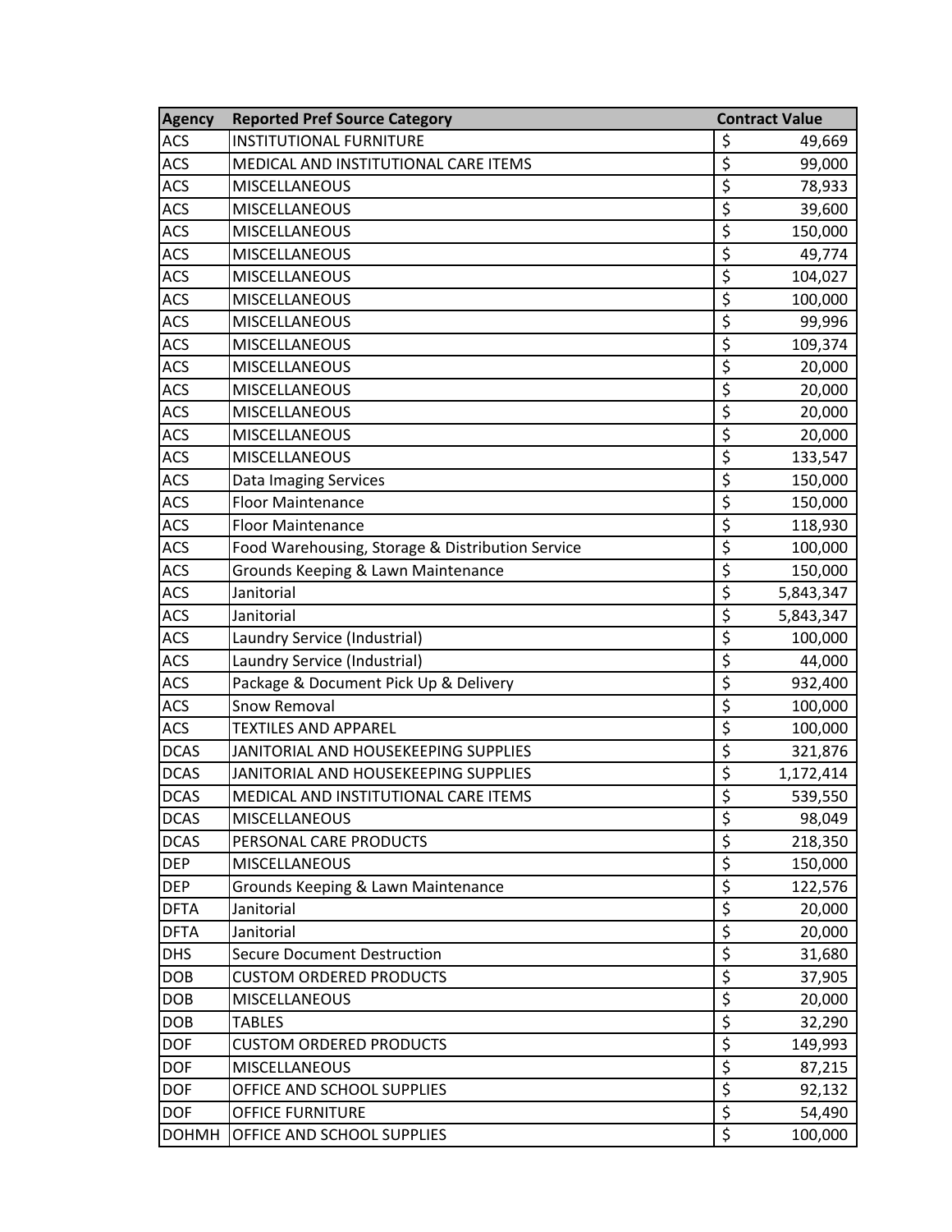| Agency | Reported Pref Source Category | Contract Value |
| --- | --- | --- |
| ACS | INSTITUTIONAL FURNITURE | $ 49,669 |
| ACS | MEDICAL AND INSTITUTIONAL CARE ITEMS | $ 99,000 |
| ACS | MISCELLANEOUS | $ 78,933 |
| ACS | MISCELLANEOUS | $ 39,600 |
| ACS | MISCELLANEOUS | $ 150,000 |
| ACS | MISCELLANEOUS | $ 49,774 |
| ACS | MISCELLANEOUS | $ 104,027 |
| ACS | MISCELLANEOUS | $ 100,000 |
| ACS | MISCELLANEOUS | $ 99,996 |
| ACS | MISCELLANEOUS | $ 109,374 |
| ACS | MISCELLANEOUS | $ 20,000 |
| ACS | MISCELLANEOUS | $ 20,000 |
| ACS | MISCELLANEOUS | $ 20,000 |
| ACS | MISCELLANEOUS | $ 20,000 |
| ACS | MISCELLANEOUS | $ 133,547 |
| ACS | Data Imaging Services | $ 150,000 |
| ACS | Floor Maintenance | $ 150,000 |
| ACS | Floor Maintenance | $ 118,930 |
| ACS | Food Warehousing, Storage & Distribution Service | $ 100,000 |
| ACS | Grounds Keeping & Lawn Maintenance | $ 150,000 |
| ACS | Janitorial | $ 5,843,347 |
| ACS | Janitorial | $ 5,843,347 |
| ACS | Laundry Service (Industrial) | $ 100,000 |
| ACS | Laundry Service (Industrial) | $ 44,000 |
| ACS | Package & Document Pick Up & Delivery | $ 932,400 |
| ACS | Snow Removal | $ 100,000 |
| ACS | TEXTILES AND APPAREL | $ 100,000 |
| DCAS | JANITORIAL AND HOUSEKEEPING SUPPLIES | $ 321,876 |
| DCAS | JANITORIAL AND HOUSEKEEPING SUPPLIES | $ 1,172,414 |
| DCAS | MEDICAL AND INSTITUTIONAL CARE ITEMS | $ 539,550 |
| DCAS | MISCELLANEOUS | $ 98,049 |
| DCAS | PERSONAL CARE PRODUCTS | $ 218,350 |
| DEP | MISCELLANEOUS | $ 150,000 |
| DEP | Grounds Keeping & Lawn Maintenance | $ 122,576 |
| DFTA | Janitorial | $ 20,000 |
| DFTA | Janitorial | $ 20,000 |
| DHS | Secure Document Destruction | $ 31,680 |
| DOB | CUSTOM ORDERED PRODUCTS | $ 37,905 |
| DOB | MISCELLANEOUS | $ 20,000 |
| DOB | TABLES | $ 32,290 |
| DOF | CUSTOM ORDERED PRODUCTS | $ 149,993 |
| DOF | MISCELLANEOUS | $ 87,215 |
| DOF | OFFICE AND SCHOOL SUPPLIES | $ 92,132 |
| DOF | OFFICE FURNITURE | $ 54,490 |
| DOHMH | OFFICE AND SCHOOL SUPPLIES | $ 100,000 |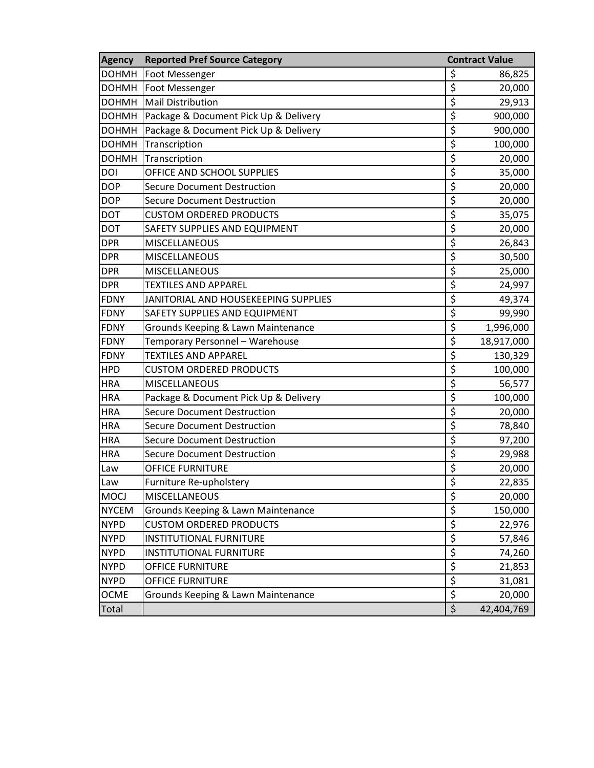| Agency | Reported Pref Source Category | Contract Value |
|---|---|---|
| DOHMH | Foot Messenger | $ 86,825 |
| DOHMH | Foot Messenger | $ 20,000 |
| DOHMH | Mail Distribution | $ 29,913 |
| DOHMH | Package & Document Pick Up & Delivery | $ 900,000 |
| DOHMH | Package & Document Pick Up & Delivery | $ 900,000 |
| DOHMH | Transcription | $ 100,000 |
| DOHMH | Transcription | $ 20,000 |
| DOI | OFFICE AND SCHOOL SUPPLIES | $ 35,000 |
| DOP | Secure Document Destruction | $ 20,000 |
| DOP | Secure Document Destruction | $ 20,000 |
| DOT | CUSTOM ORDERED PRODUCTS | $ 35,075 |
| DOT | SAFETY SUPPLIES AND EQUIPMENT | $ 20,000 |
| DPR | MISCELLANEOUS | $ 26,843 |
| DPR | MISCELLANEOUS | $ 30,500 |
| DPR | MISCELLANEOUS | $ 25,000 |
| DPR | TEXTILES AND APPAREL | $ 24,997 |
| FDNY | JANITORIAL AND HOUSEKEEPING SUPPLIES | $ 49,374 |
| FDNY | SAFETY SUPPLIES AND EQUIPMENT | $ 99,990 |
| FDNY | Grounds Keeping & Lawn Maintenance | $ 1,996,000 |
| FDNY | Temporary Personnel – Warehouse | $ 18,917,000 |
| FDNY | TEXTILES AND APPAREL | $ 130,329 |
| HPD | CUSTOM ORDERED PRODUCTS | $ 100,000 |
| HRA | MISCELLANEOUS | $ 56,577 |
| HRA | Package & Document Pick Up & Delivery | $ 100,000 |
| HRA | Secure Document Destruction | $ 20,000 |
| HRA | Secure Document Destruction | $ 78,840 |
| HRA | Secure Document Destruction | $ 97,200 |
| HRA | Secure Document Destruction | $ 29,988 |
| Law | OFFICE FURNITURE | $ 20,000 |
| Law | Furniture Re-upholstery | $ 22,835 |
| MOCJ | MISCELLANEOUS | $ 20,000 |
| NYCEM | Grounds Keeping & Lawn Maintenance | $ 150,000 |
| NYPD | CUSTOM ORDERED PRODUCTS | $ 22,976 |
| NYPD | INSTITUTIONAL FURNITURE | $ 57,846 |
| NYPD | INSTITUTIONAL FURNITURE | $ 74,260 |
| NYPD | OFFICE FURNITURE | $ 21,853 |
| NYPD | OFFICE FURNITURE | $ 31,081 |
| OCME | Grounds Keeping & Lawn Maintenance | $ 20,000 |
| Total | | $ 42,404,769 |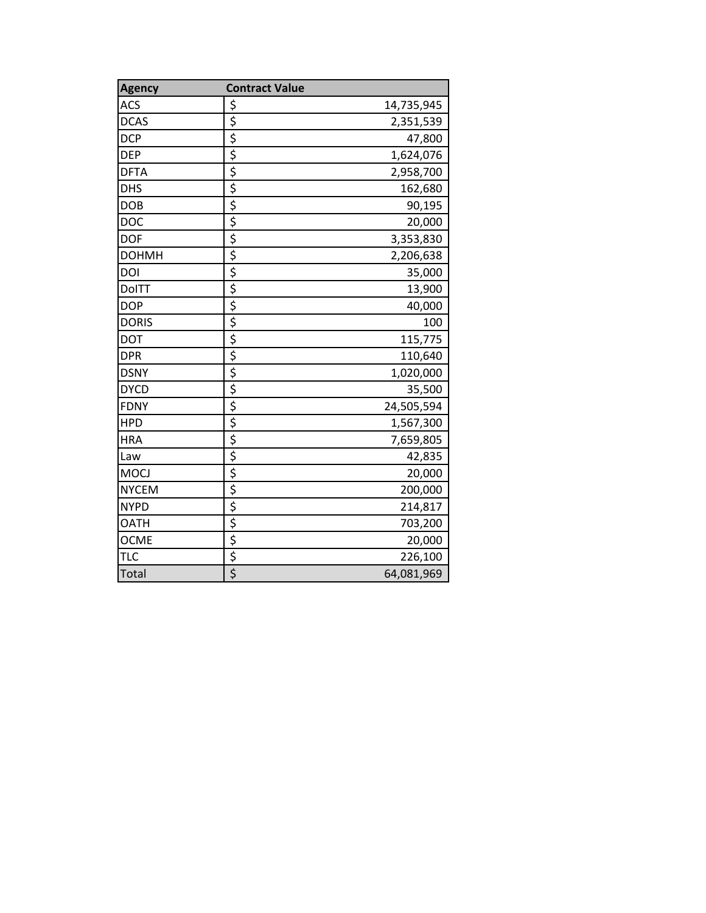| Agency | Contract Value |
|---|---|
| ACS | $ 14,735,945 |
| DCAS | $ 2,351,539 |
| DCP | $ 47,800 |
| DEP | $ 1,624,076 |
| DFTA | $ 2,958,700 |
| DHS | $ 162,680 |
| DOB | $ 90,195 |
| DOC | $ 20,000 |
| DOF | $ 3,353,830 |
| DOHMH | $ 2,206,638 |
| DOI | $ 35,000 |
| DoITT | $ 13,900 |
| DOP | $ 40,000 |
| DORIS | $ 100 |
| DOT | $ 115,775 |
| DPR | $ 110,640 |
| DSNY | $ 1,020,000 |
| DYCD | $ 35,500 |
| FDNY | $ 24,505,594 |
| HPD | $ 1,567,300 |
| HRA | $ 7,659,805 |
| Law | $ 42,835 |
| MOCJ | $ 20,000 |
| NYCEM | $ 200,000 |
| NYPD | $ 214,817 |
| OATH | $ 703,200 |
| OCME | $ 20,000 |
| TLC | $ 226,100 |
| Total | $ 64,081,969 |